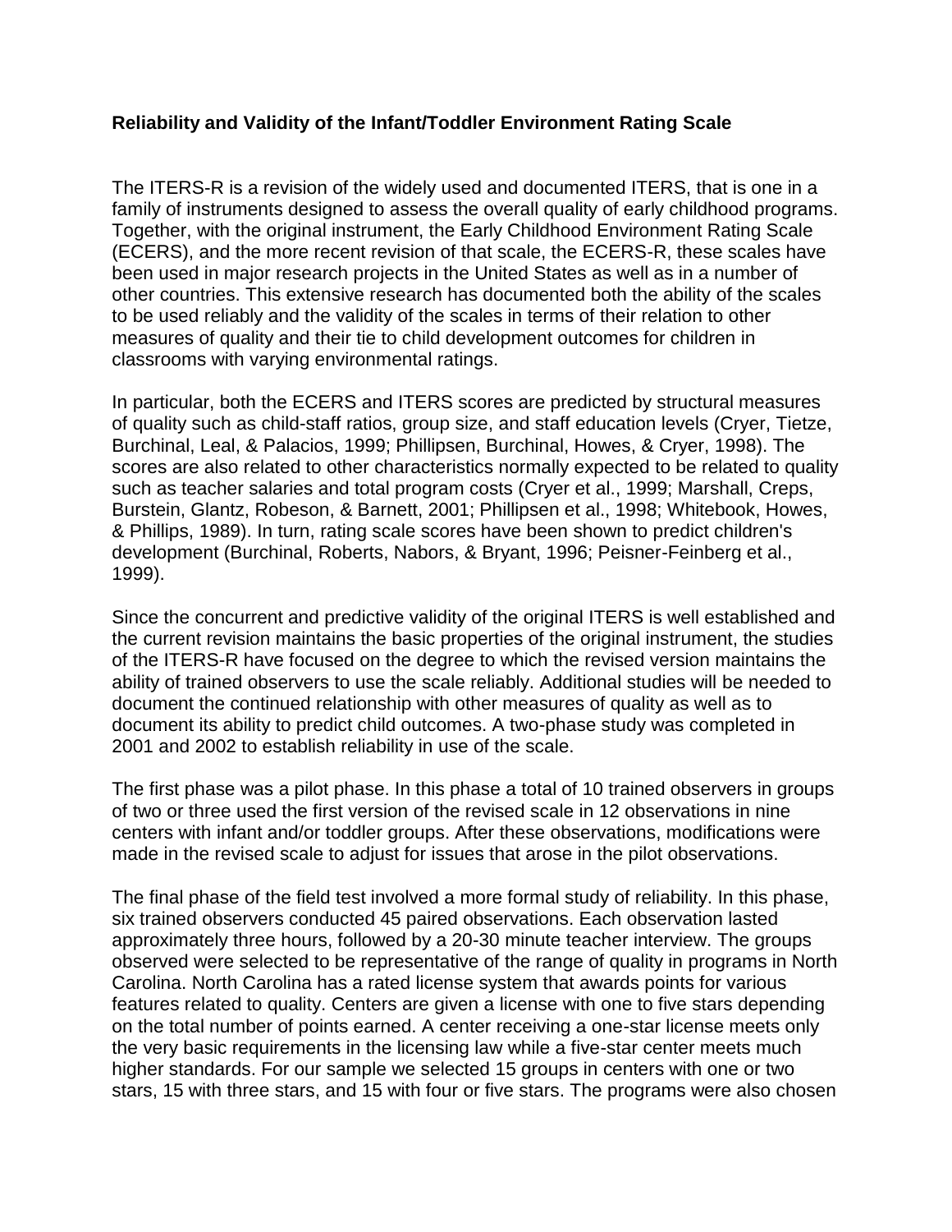**Reliability and Validity of the Infant/Toddler Environment Rating Scale**

The ITERS-R is a revision of the widely used and documented ITERS, that is one in a family of instruments designed to assess the overall quality of early childhood programs. Together, with the original instrument, the Early Childhood Environment Rating Scale (ECERS), and the more recent revision of that scale, the ECERS-R, these scales have been used in major research projects in the United States as well as in a number of other countries. This extensive research has documented both the ability of the scales to be used reliably and the validity of the scales in terms of their relation to other measures of quality and their tie to child development outcomes for children in classrooms with varying environmental ratings.

In particular, both the ECERS and ITERS scores are predicted by structural measures of quality such as child-staff ratios, group size, and staff education levels (Cryer, Tietze, Burchinal, Leal, & Palacios, 1999; Phillipsen, Burchinal, Howes, & Cryer, 1998). The scores are also related to other characteristics normally expected to be related to quality such as teacher salaries and total program costs (Cryer et al., 1999; Marshall, Creps, Burstein, Glantz, Robeson, & Barnett, 2001; Phillipsen et al., 1998; Whitebook, Howes, & Phillips, 1989). In turn, rating scale scores have been shown to predict children's development (Burchinal, Roberts, Nabors, & Bryant, 1996; Peisner-Feinberg et al., 1999).

Since the concurrent and predictive validity of the original ITERS is well established and the current revision maintains the basic properties of the original instrument, the studies of the ITERS-R have focused on the degree to which the revised version maintains the ability of trained observers to use the scale reliably. Additional studies will be needed to document the continued relationship with other measures of quality as well as to document its ability to predict child outcomes. A two-phase study was completed in 2001 and 2002 to establish reliability in use of the scale.

The first phase was a pilot phase. In this phase a total of 10 trained observers in groups of two or three used the first version of the revised scale in 12 observations in nine centers with infant and/or toddler groups. After these observations, modifications were made in the revised scale to adjust for issues that arose in the pilot observations.

The final phase of the field test involved a more formal study of reliability. In this phase, six trained observers conducted 45 paired observations. Each observation lasted approximately three hours, followed by a 20-30 minute teacher interview. The groups observed were selected to be representative of the range of quality in programs in North Carolina. North Carolina has a rated license system that awards points for various features related to quality. Centers are given a license with one to five stars depending on the total number of points earned. A center receiving a one-star license meets only the very basic requirements in the licensing law while a five-star center meets much higher standards. For our sample we selected 15 groups in centers with one or two stars, 15 with three stars, and 15 with four or five stars. The programs were also chosen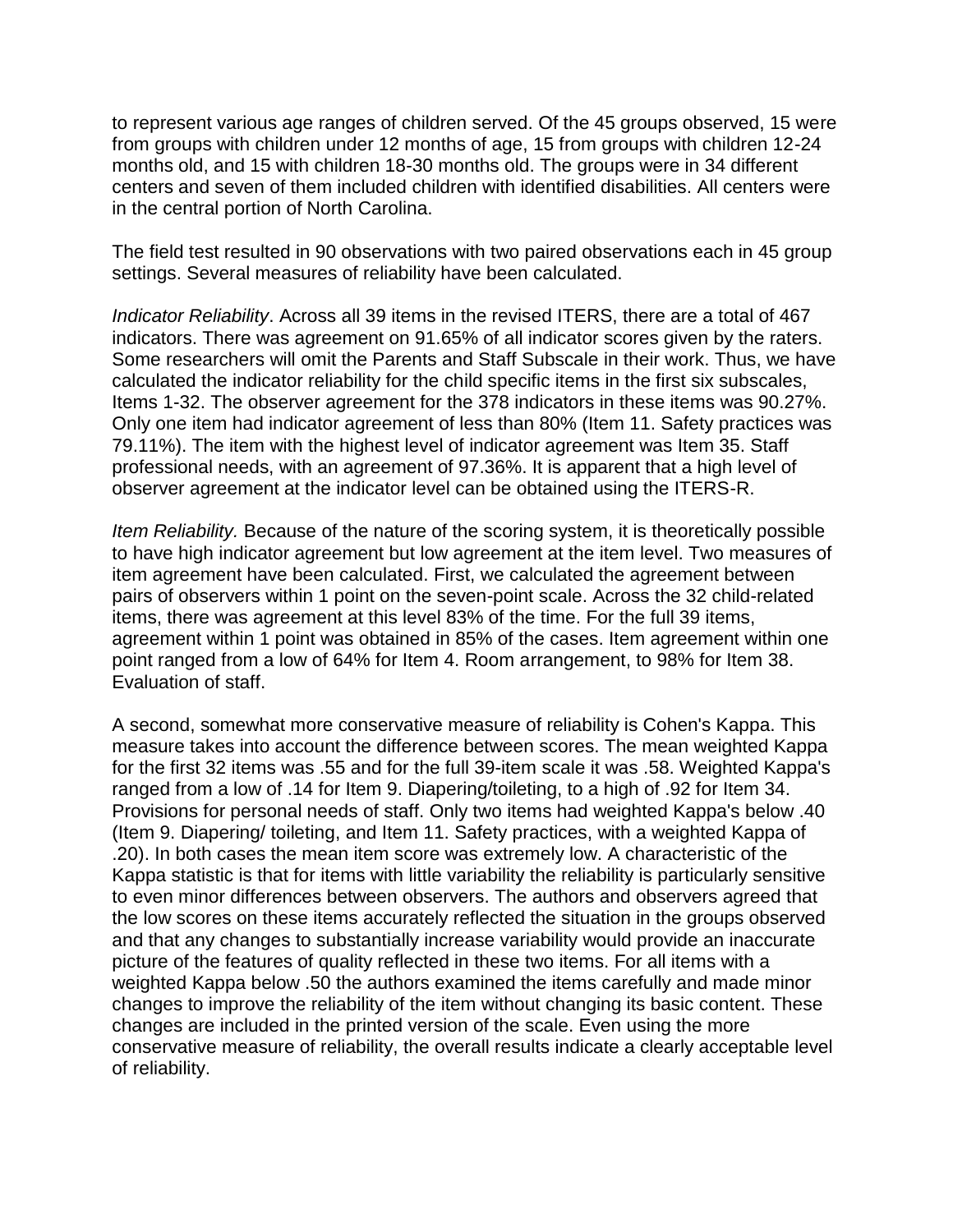to represent various age ranges of children served. Of the 45 groups observed, 15 were from groups with children under 12 months of age, 15 from groups with children 12-24 months old, and 15 with children 18-30 months old. The groups were in 34 different centers and seven of them included children with identified disabilities. All centers were in the central portion of North Carolina.

The field test resulted in 90 observations with two paired observations each in 45 group settings. Several measures of reliability have been calculated.

*Indicator Reliability*. Across all 39 items in the revised ITERS, there are a total of 467 indicators. There was agreement on 91.65% of all indicator scores given by the raters. Some researchers will omit the Parents and Staff Subscale in their work. Thus, we have calculated the indicator reliability for the child specific items in the first six subscales, Items 1-32. The observer agreement for the 378 indicators in these items was 90.27%. Only one item had indicator agreement of less than 80% (Item 11. Safety practices was 79.11%). The item with the highest level of indicator agreement was Item 35. Staff professional needs, with an agreement of 97.36%. It is apparent that a high level of observer agreement at the indicator level can be obtained using the ITERS-R.

*Item Reliability.* Because of the nature of the scoring system, it is theoretically possible to have high indicator agreement but low agreement at the item level. Two measures of item agreement have been calculated. First, we calculated the agreement between pairs of observers within 1 point on the seven-point scale. Across the 32 child-related items, there was agreement at this level 83% of the time. For the full 39 items, agreement within 1 point was obtained in 85% of the cases. Item agreement within one point ranged from a low of 64% for Item 4. Room arrangement, to 98% for Item 38. Evaluation of staff.

A second, somewhat more conservative measure of reliability is Cohen's Kappa. This measure takes into account the difference between scores. The mean weighted Kappa for the first 32 items was .55 and for the full 39-item scale it was .58. Weighted Kappa's ranged from a low of .14 for Item 9. Diapering/toileting, to a high of .92 for Item 34. Provisions for personal needs of staff. Only two items had weighted Kappa's below .40 (Item 9. Diapering/ toileting, and Item 11. Safety practices, with a weighted Kappa of .20). In both cases the mean item score was extremely low. A characteristic of the Kappa statistic is that for items with little variability the reliability is particularly sensitive to even minor differences between observers. The authors and observers agreed that the low scores on these items accurately reflected the situation in the groups observed and that any changes to substantially increase variability would provide an inaccurate picture of the features of quality reflected in these two items. For all items with a weighted Kappa below .50 the authors examined the items carefully and made minor changes to improve the reliability of the item without changing its basic content. These changes are included in the printed version of the scale. Even using the more conservative measure of reliability, the overall results indicate a clearly acceptable level of reliability.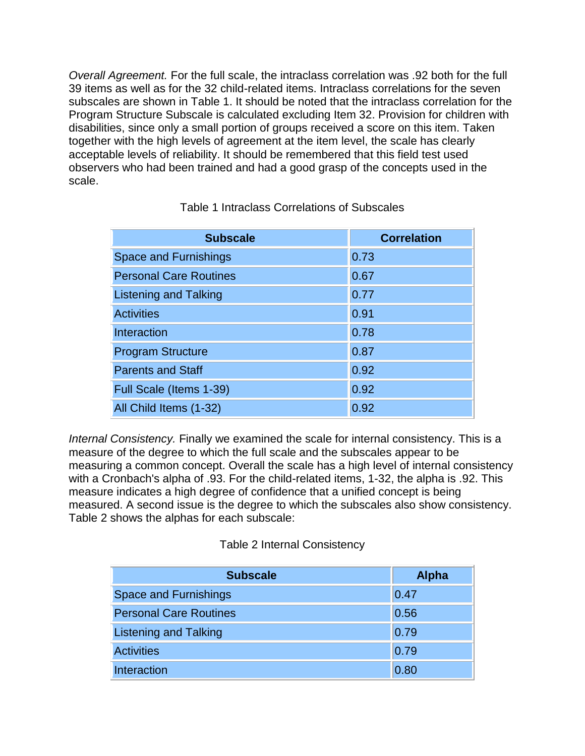*Overall Agreement.* For the full scale, the intraclass correlation was .92 both for the full 39 items as well as for the 32 child-related items. Intraclass correlations for the seven subscales are shown in Table 1. It should be noted that the intraclass correlation for the Program Structure Subscale is calculated excluding Item 32. Provision for children with disabilities, since only a small portion of groups received a score on this item. Taken together with the high levels of agreement at the item level, the scale has clearly acceptable levels of reliability. It should be remembered that this field test used observers who had been trained and had a good grasp of the concepts used in the scale.

Table 1 Intraclass Correlations of Subscales

| Subscale | Correlation |
|---|---|
| Space and Furnishings | 0.73 |
| Personal Care Routines | 0.67 |
| Listening and Talking | 0.77 |
| Activities | 0.91 |
| Interaction | 0.78 |
| Program Structure | 0.87 |
| Parents and Staff | 0.92 |
| Full Scale (Items 1-39) | 0.92 |
| All Child Items (1-32) | 0.92 |

*Internal Consistency.* Finally we examined the scale for internal consistency. This is a measure of the degree to which the full scale and the subscales appear to be measuring a common concept. Overall the scale has a high level of internal consistency with a Cronbach's alpha of .93. For the child-related items, 1-32, the alpha is .92. This measure indicates a high degree of confidence that a unified concept is being measured. A second issue is the degree to which the subscales also show consistency. Table 2 shows the alphas for each subscale:

Table 2 Internal Consistency

| Subscale | Alpha |
|---|---|
| Space and Furnishings | 0.47 |
| Personal Care Routines | 0.56 |
| Listening and Talking | 0.79 |
| Activities | 0.79 |
| Interaction | 0.80 |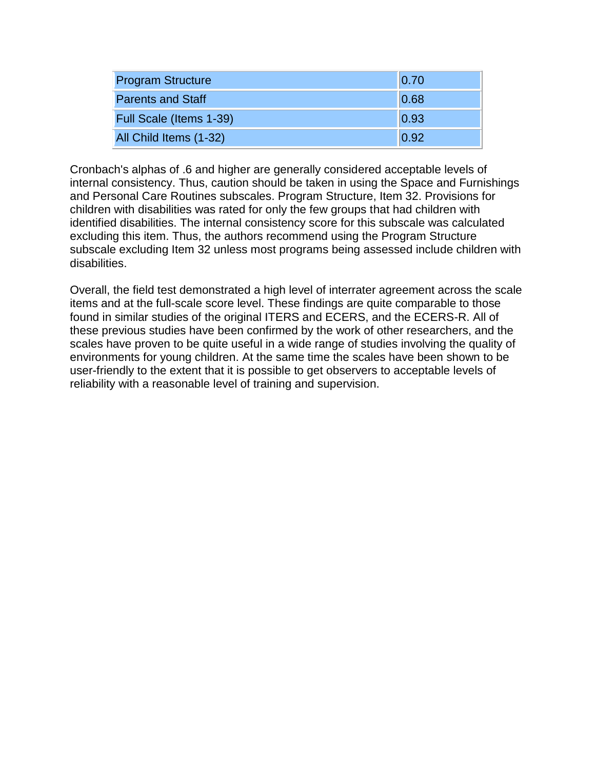| | |
|---|---|
| Program Structure | 0.70 |
| Parents and Staff | 0.68 |
| Full Scale (Items 1-39) | 0.93 |
| All Child Items (1-32) | 0.92 |

Cronbach's alphas of .6 and higher are generally considered acceptable levels of internal consistency. Thus, caution should be taken in using the Space and Furnishings and Personal Care Routines subscales. Program Structure, Item 32. Provisions for children with disabilities was rated for only the few groups that had children with identified disabilities. The internal consistency score for this subscale was calculated excluding this item. Thus, the authors recommend using the Program Structure subscale excluding Item 32 unless most programs being assessed include children with disabilities.

Overall, the field test demonstrated a high level of interrater agreement across the scale items and at the full-scale score level. These findings are quite comparable to those found in similar studies of the original ITERS and ECERS, and the ECERS-R. All of these previous studies have been confirmed by the work of other researchers, and the scales have proven to be quite useful in a wide range of studies involving the quality of environments for young children. At the same time the scales have been shown to be user-friendly to the extent that it is possible to get observers to acceptable levels of reliability with a reasonable level of training and supervision.